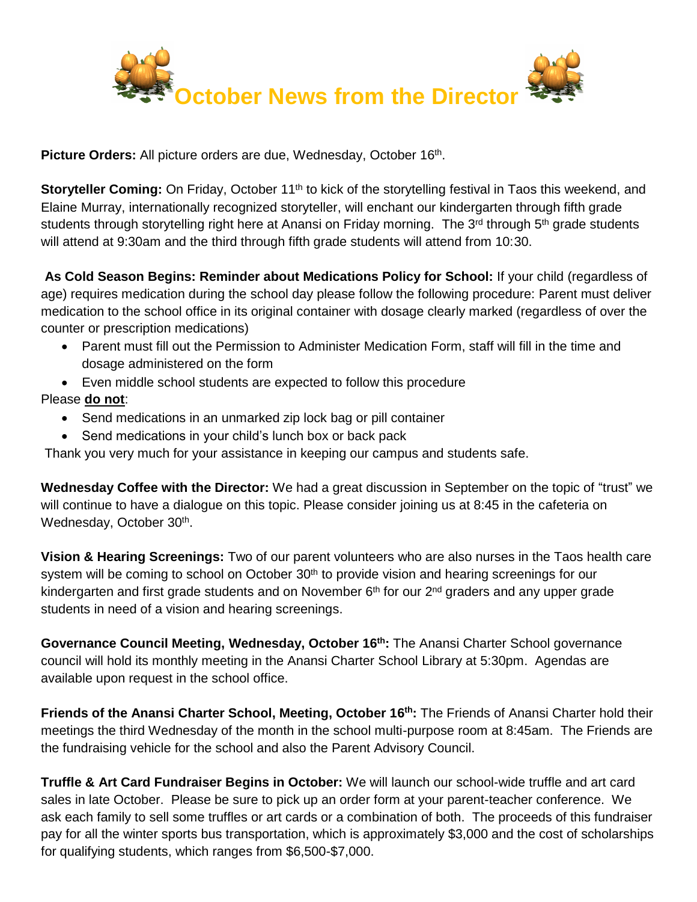# October News from the Director

**Picture Orders:** All picture orders are due, Wednesday, October 16th.

**Storyteller Coming:** On Friday, October 11th to kick of the storytelling festival in Taos this weekend, and Elaine Murray, internationally recognized storyteller, will enchant our kindergarten through fifth grade students through storytelling right here at Anansi on Friday morning. The 3rd through 5th grade students will attend at 9:30am and the third through fifth grade students will attend from 10:30.

**As Cold Season Begins: Reminder about Medications Policy for School:** If your child (regardless of age) requires medication during the school day please follow the following procedure: Parent must deliver medication to the school office in its original container with dosage clearly marked (regardless of over the counter or prescription medications)

- Parent must fill out the Permission to Administer Medication Form, staff will fill in the time and dosage administered on the form
- Even middle school students are expected to follow this procedure

Please **do not**:

- Send medications in an unmarked zip lock bag or pill container
- Send medications in your child's lunch box or back pack

Thank you very much for your assistance in keeping our campus and students safe.

**Wednesday Coffee with the Director:** We had a great discussion in September on the topic of "trust" we will continue to have a dialogue on this topic. Please consider joining us at 8:45 in the cafeteria on Wednesday, October 30th.

**Vision & Hearing Screenings:** Two of our parent volunteers who are also nurses in the Taos health care system will be coming to school on October 30th to provide vision and hearing screenings for our kindergarten and first grade students and on November 6th for our 2nd graders and any upper grade students in need of a vision and hearing screenings.

**Governance Council Meeting, Wednesday, October 16th:** The Anansi Charter School governance council will hold its monthly meeting in the Anansi Charter School Library at 5:30pm. Agendas are available upon request in the school office.

**Friends of the Anansi Charter School, Meeting, October 16th:** The Friends of Anansi Charter hold their meetings the third Wednesday of the month in the school multi-purpose room at 8:45am. The Friends are the fundraising vehicle for the school and also the Parent Advisory Council.

**Truffle & Art Card Fundraiser Begins in October:** We will launch our school-wide truffle and art card sales in late October. Please be sure to pick up an order form at your parent-teacher conference. We ask each family to sell some truffles or art cards or a combination of both. The proceeds of this fundraiser pay for all the winter sports bus transportation, which is approximately $3,000 and the cost of scholarships for qualifying students, which ranges from $6,500-$7,000.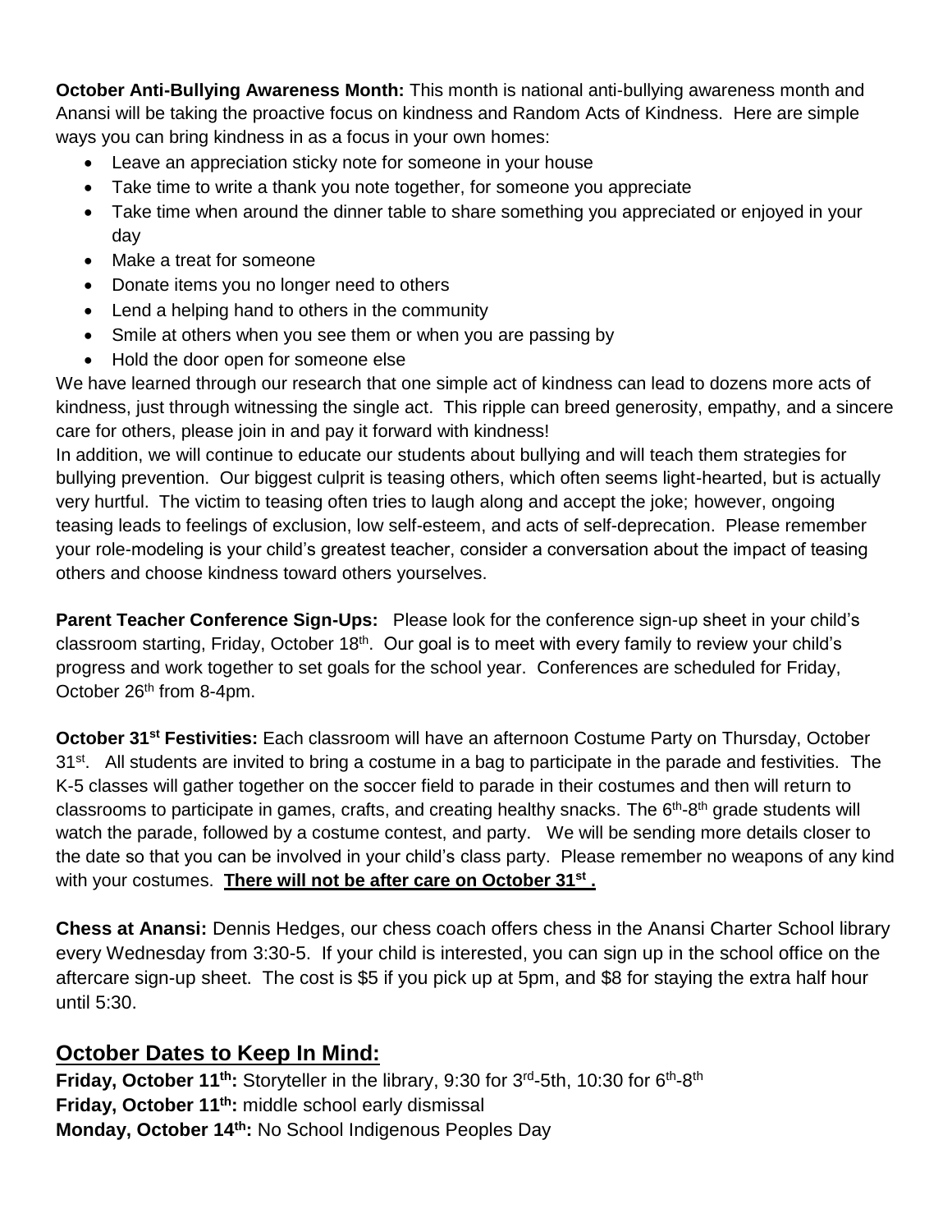**October Anti-Bullying Awareness Month:** This month is national anti-bullying awareness month and Anansi will be taking the proactive focus on kindness and Random Acts of Kindness. Here are simple ways you can bring kindness in as a focus in your own homes:

- Leave an appreciation sticky note for someone in your house
- Take time to write a thank you note together, for someone you appreciate
- Take time when around the dinner table to share something you appreciated or enjoyed in your day
- Make a treat for someone
- Donate items you no longer need to others
- Lend a helping hand to others in the community
- Smile at others when you see them or when you are passing by
- Hold the door open for someone else

We have learned through our research that one simple act of kindness can lead to dozens more acts of kindness, just through witnessing the single act. This ripple can breed generosity, empathy, and a sincere care for others, please join in and pay it forward with kindness!

In addition, we will continue to educate our students about bullying and will teach them strategies for bullying prevention. Our biggest culprit is teasing others, which often seems light-hearted, but is actually very hurtful. The victim to teasing often tries to laugh along and accept the joke; however, ongoing teasing leads to feelings of exclusion, low self-esteem, and acts of self-deprecation. Please remember your role-modeling is your child's greatest teacher, consider a conversation about the impact of teasing others and choose kindness toward others yourselves.

**Parent Teacher Conference Sign-Ups:** Please look for the conference sign-up sheet in your child's classroom starting, Friday, October 18th. Our goal is to meet with every family to review your child's progress and work together to set goals for the school year. Conferences are scheduled for Friday, October 26th from 8-4pm.

**October 31st Festivities:** Each classroom will have an afternoon Costume Party on Thursday, October 31st. All students are invited to bring a costume in a bag to participate in the parade and festivities. The K-5 classes will gather together on the soccer field to parade in their costumes and then will return to classrooms to participate in games, crafts, and creating healthy snacks. The 6th-8th grade students will watch the parade, followed by a costume contest, and party. We will be sending more details closer to the date so that you can be involved in your child's class party. Please remember no weapons of any kind with your costumes. **<u>There will not be after care on October 31st .</u>**

**Chess at Anansi:** Dennis Hedges, our chess coach offers chess in the Anansi Charter School library every Wednesday from 3:30-5. If your child is interested, you can sign up in the school office on the aftercare sign-up sheet. The cost is $5 if you pick up at 5pm, and $8 for staying the extra half hour until 5:30.

## October Dates to Keep In Mind:

**Friday, October 11th:** Storyteller in the library, 9:30 for 3rd-5th, 10:30 for 6th-8th
**Friday, October 11th:** middle school early dismissal
**Monday, October 14th:** No School Indigenous Peoples Day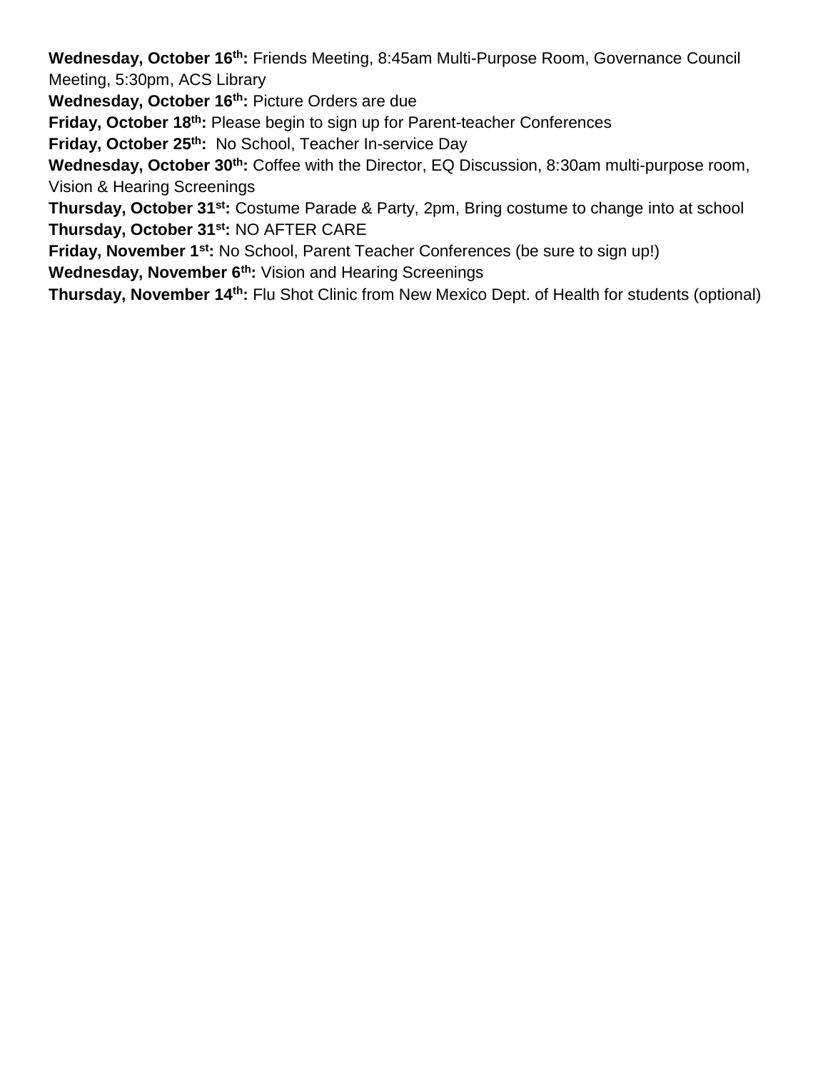**Wednesday, October 16th:** Friends Meeting, 8:45am Multi-Purpose Room, Governance Council Meeting, 5:30pm, ACS Library

**Wednesday, October 16th:** Picture Orders are due

**Friday, October 18th:** Please begin to sign up for Parent-teacher Conferences

**Friday, October 25th:** No School, Teacher In-service Day

**Wednesday, October 30th:** Coffee with the Director, EQ Discussion, 8:30am multi-purpose room, Vision & Hearing Screenings

**Thursday, October 31st:** Costume Parade & Party, 2pm, Bring costume to change into at school

**Thursday, October 31st:** NO AFTER CARE

**Friday, November 1st:** No School, Parent Teacher Conferences (be sure to sign up!)

**Wednesday, November 6th:** Vision and Hearing Screenings

**Thursday, November 14th:** Flu Shot Clinic from New Mexico Dept. of Health for students (optional)